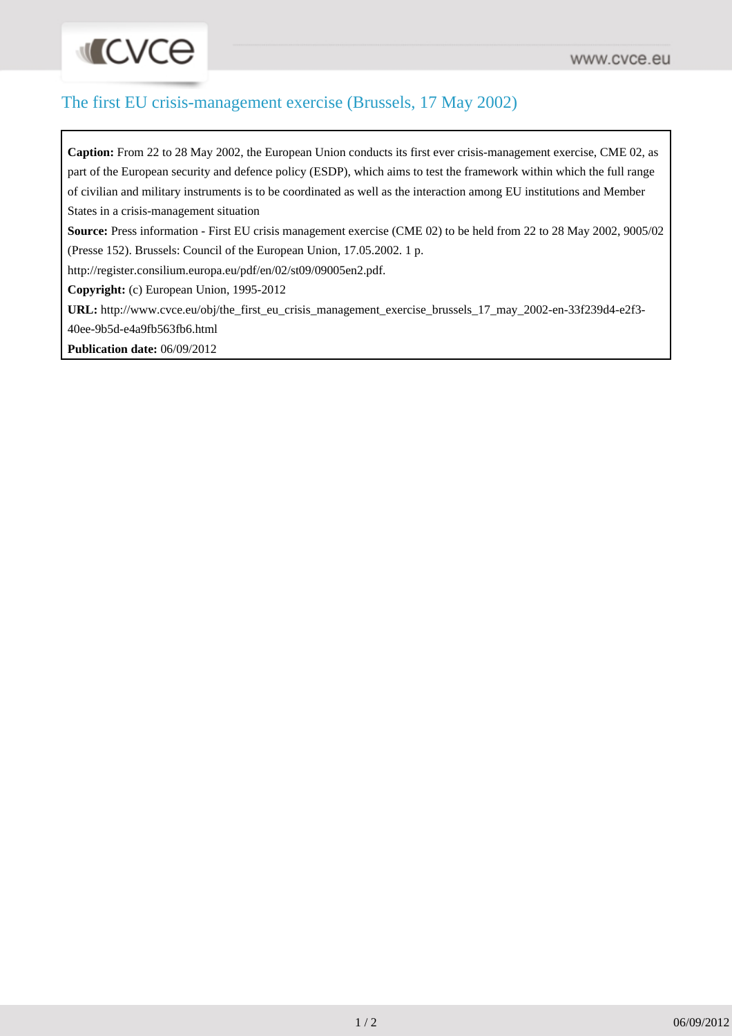# The first EU crisis-management exercise (Brussels, 17 May 2002)

**Caption:** From 22 to 28 May 2002, the European Union conducts its first ever crisis-management exercise, CME 02, as part of the European security and defence policy (ESDP), which aims to test the framework within which the full range of civilian and military instruments is to be coordinated as well as the interaction among EU institutions and Member States in a crisis-management situation

**Source:** Press information - First EU crisis management exercise (CME 02) to be held from 22 to 28 May 2002, 9005/02 (Presse 152). Brussels: Council of the European Union, 17.05.2002. 1 p.
http://register.consilium.europa.eu/pdf/en/02/st09/09005en2.pdf.

**Copyright:** (c) European Union, 1995-2012

**URL:** http://www.cvce.eu/obj/the_first_eu_crisis_management_exercise_brussels_17_may_2002-en-33f239d4-e2f3-40ee-9b5d-e4a9fb563fb6.html

**Publication date:** 06/09/2012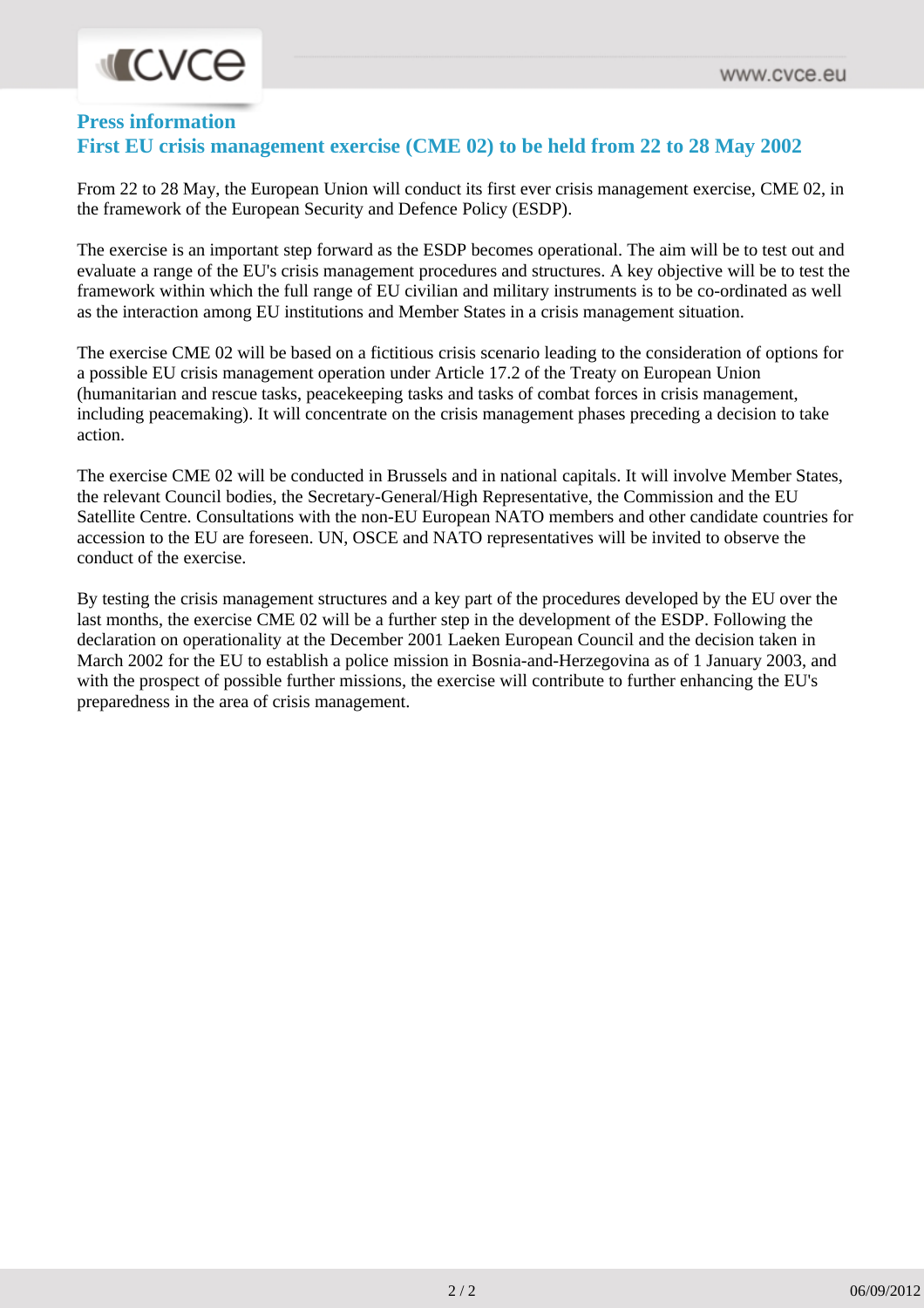## Press information

## First EU crisis management exercise (CME 02) to be held from 22 to 28 May 2002

From 22 to 28 May, the European Union will conduct its first ever crisis management exercise, CME 02, in the framework of the European Security and Defence Policy (ESDP).

The exercise is an important step forward as the ESDP becomes operational. The aim will be to test out and evaluate a range of the EU's crisis management procedures and structures. A key objective will be to test the framework within which the full range of EU civilian and military instruments is to be co-ordinated as well as the interaction among EU institutions and Member States in a crisis management situation.

The exercise CME 02 will be based on a fictitious crisis scenario leading to the consideration of options for a possible EU crisis management operation under Article 17.2 of the Treaty on European Union (humanitarian and rescue tasks, peacekeeping tasks and tasks of combat forces in crisis management, including peacemaking). It will concentrate on the crisis management phases preceding a decision to take action.

The exercise CME 02 will be conducted in Brussels and in national capitals. It will involve Member States, the relevant Council bodies, the Secretary-General/High Representative, the Commission and the EU Satellite Centre. Consultations with the non-EU European NATO members and other candidate countries for accession to the EU are foreseen. UN, OSCE and NATO representatives will be invited to observe the conduct of the exercise.

By testing the crisis management structures and a key part of the procedures developed by the EU over the last months, the exercise CME 02 will be a further step in the development of the ESDP. Following the declaration on operationality at the December 2001 Laeken European Council and the decision taken in March 2002 for the EU to establish a police mission in Bosnia-and-Herzegovina as of 1 January 2003, and with the prospect of possible further missions, the exercise will contribute to further enhancing the EU's preparedness in the area of crisis management.